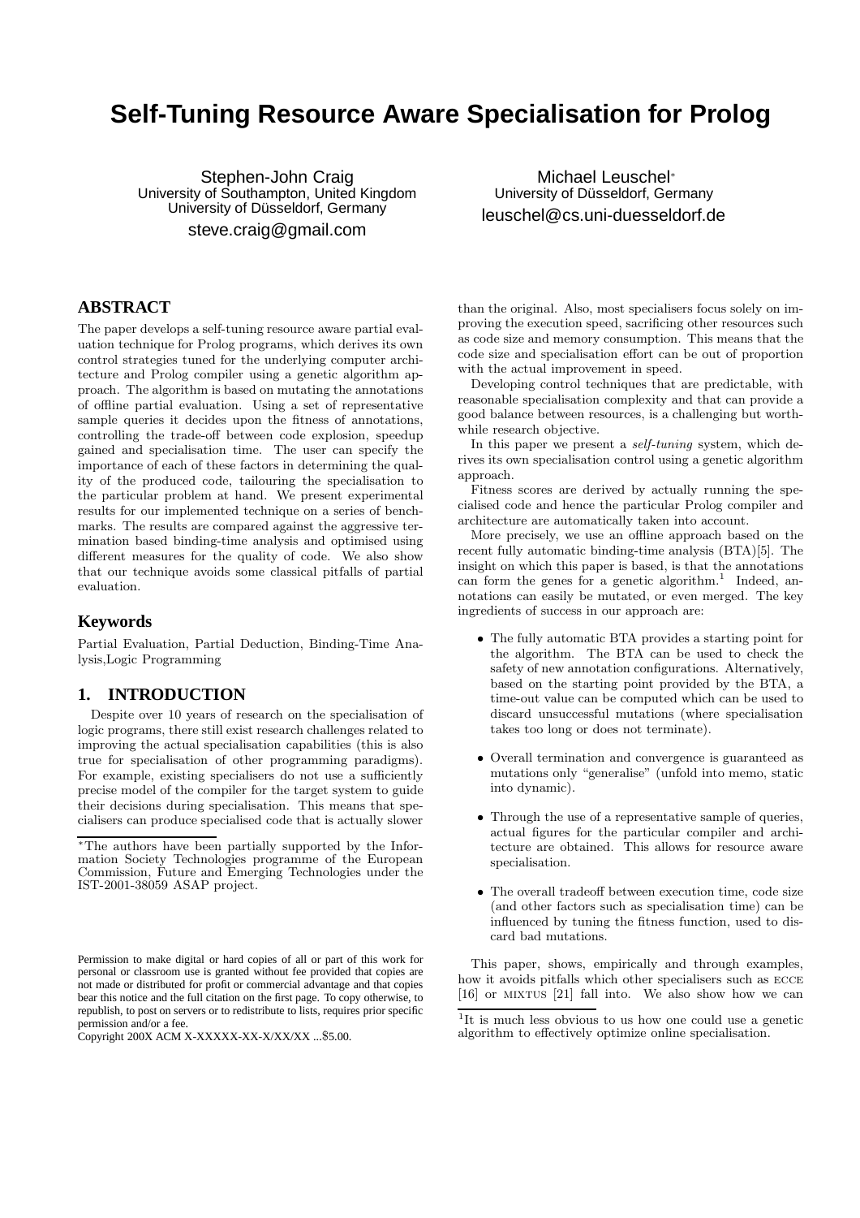# Self-Tuning Resource Aware Specialisation for Prolog

Stephen-John Craig
University of Southampton, United Kingdom
University of Düsseldorf, Germany
steve.craig@gmail.com

Michael Leuschel[*]
University of Düsseldorf, Germany
leuschel@cs.uni-duesseldorf.de

## ABSTRACT

The paper develops a self-tuning resource aware partial evaluation technique for Prolog programs, which derives its own control strategies tuned for the underlying computer architecture and Prolog compiler using a genetic algorithm approach. The algorithm is based on mutating the annotations of offline partial evaluation. Using a set of representative sample queries it decides upon the fitness of annotations, controlling the trade-off between code explosion, speedup gained and specialisation time. The user can specify the importance of each of these factors in determining the quality of the produced code, tailouring the specialisation to the particular problem at hand. We present experimental results for our implemented technique on a series of benchmarks. The results are compared against the aggressive termination based binding-time analysis and optimised using different measures for the quality of code. We also show that our technique avoids some classical pitfalls of partial evaluation.

## Keywords

Partial Evaluation, Partial Deduction, Binding-Time Analysis,Logic Programming

## 1. INTRODUCTION

Despite over 10 years of research on the specialisation of logic programs, there still exist research challenges related to improving the actual specialisation capabilities (this is also true for specialisation of other programming paradigms). For example, existing specialisers do not use a sufficiently precise model of the compiler for the target system to guide their decisions during specialisation. This means that specialisers can produce specialised code that is actually slower than the original. Also, most specialisers focus solely on improving the execution speed, sacrificing other resources such as code size and memory consumption. This means that the code size and specialisation effort can be out of proportion with the actual improvement in speed.

Developing control techniques that are predictable, with reasonable specialisation complexity and that can provide a good balance between resources, is a challenging but worthwhile research objective.

In this paper we present a *self-tuning* system, which derives its own specialisation control using a genetic algorithm approach.

Fitness scores are derived by actually running the specialised code and hence the particular Prolog compiler and architecture are automatically taken into account.

More precisely, we use an offline approach based on the recent fully automatic binding-time analysis (BTA)[5]. The insight on which this paper is based, is that the annotations can form the genes for a genetic algorithm.[1] Indeed, annotations can easily be mutated, or even merged. The key ingredients of success in our approach are:

- The fully automatic BTA provides a starting point for the algorithm. The BTA can be used to check the safety of new annotation configurations. Alternatively, based on the starting point provided by the BTA, a time-out value can be computed which can be used to discard unsuccessful mutations (where specialisation takes too long or does not terminate).
- Overall termination and convergence is guaranteed as mutations only "generalise" (unfold into memo, static into dynamic).
- Through the use of a representative sample of queries, actual figures for the particular compiler and architecture are obtained. This allows for resource aware specialisation.
- The overall tradeoff between execution time, code size (and other factors such as specialisation time) can be influenced by tuning the fitness function, used to discard bad mutations.

This paper, shows, empirically and through examples, how it avoids pitfalls which other specialisers such as ECCE [16] or MIXTUS [21] fall into. We also show how we can

[*]The authors have been partially supported by the Information Society Technologies programme of the European Commission, Future and Emerging Technologies under the IST-2001-38059 ASAP project.

[1]It is much less obvious to us how one could use a genetic algorithm to effectively optimize online specialisation.

Permission to make digital or hard copies of all or part of this work for personal or classroom use is granted without fee provided that copies are not made or distributed for profit or commercial advantage and that copies bear this notice and the full citation on the first page. To copy otherwise, to republish, to post on servers or to redistribute to lists, requires prior specific permission and/or a fee.
Copyright 200X ACM X-XXXXX-XX-X/XX/XX ...$5.00.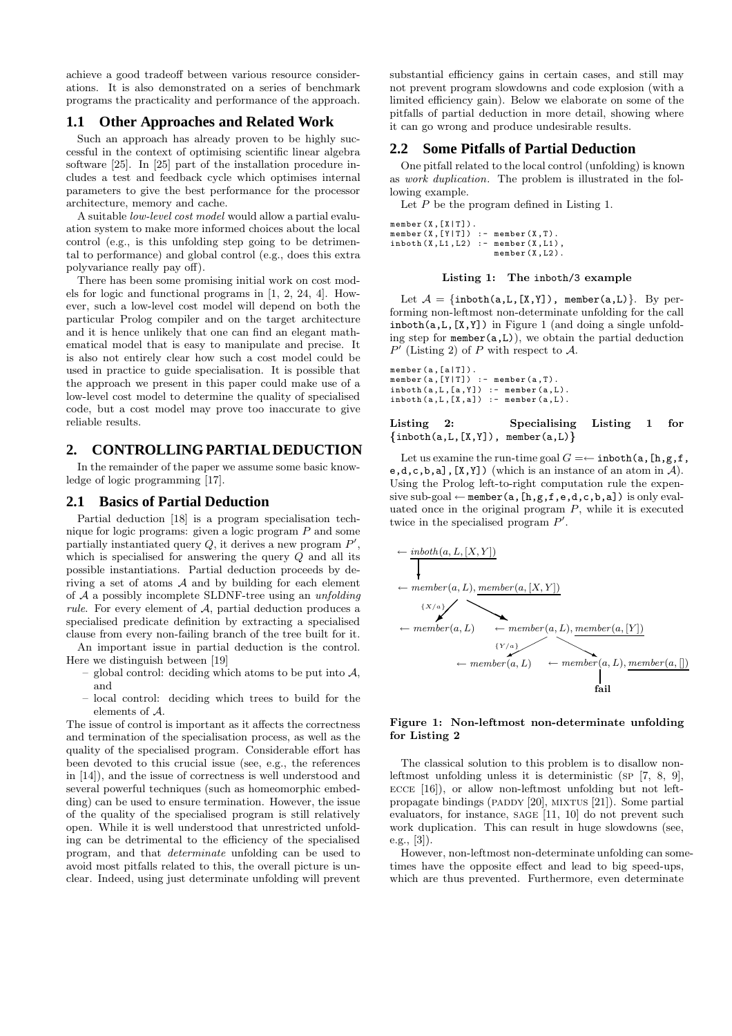achieve a good tradeoff between various resource considerations. It is also demonstrated on a series of benchmark programs the practicality and performance of the approach.

### 1.1 Other Approaches and Related Work

Such an approach has already proven to be highly successful in the context of optimising scientific linear algebra software [25]. In [25] part of the installation procedure includes a test and feedback cycle which optimises internal parameters to give the best performance for the processor architecture, memory and cache.

A suitable *low-level cost model* would allow a partial evaluation system to make more informed choices about the local control (e.g., is this unfolding step going to be detrimental to performance) and global control (e.g., does this extra polyvariance really pay off).

There has been some promising initial work on cost models for logic and functional programs in [1, 2, 24, 4]. However, such a low-level cost model will depend on both the particular Prolog compiler and on the target architecture and it is hence unlikely that one can find an elegant mathematical model that is easy to manipulate and precise. It is also not entirely clear how such a cost model could be used in practice to guide specialisation. It is possible that the approach we present in this paper could make use of a low-level cost model to determine the quality of specialised code, but a cost model may prove too inaccurate to give reliable results.

## 2. CONTROLLING PARTIAL DEDUCTION

In the remainder of the paper we assume some basic knowledge of logic programming [17].

### 2.1 Basics of Partial Deduction

Partial deduction [18] is a program specialisation technique for logic programs: given a logic program $P$ and some partially instantiated query $Q$, it derives a new program $P'$, which is specialised for answering the query $Q$ and all its possible instantiations. Partial deduction proceeds by deriving a set of atoms $\mathcal{A}$ and by building for each element of $\mathcal{A}$ a possibly incomplete SLDNF-tree using an *unfolding rule*. For every element of $\mathcal{A}$, partial deduction produces a specialised predicate definition by extracting a specialised clause from every non-failing branch of the tree built for it.

An important issue in partial deduction is the control. Here we distinguish between [19]

- global control: deciding which atoms to be put into $\mathcal{A}$, and
- local control: deciding which trees to build for the elements of $\mathcal{A}$.

The issue of control is important as it affects the correctness and termination of the specialisation process, as well as the quality of the specialised program. Considerable effort has been devoted to this crucial issue (see, e.g., the references in [14]), and the issue of correctness is well understood and several powerful techniques (such as homeomorphic embedding) can be used to ensure termination. However, the issue of the quality of the specialised program is still relatively open. While it is well understood that unrestricted unfolding can be detrimental to the efficiency of the specialised program, and that *determinate* unfolding can be used to avoid most pitfalls related to this, the overall picture is unclear. Indeed, using just determinate unfolding will prevent substantial efficiency gains in certain cases, and still may not prevent program slowdowns and code explosion (with a limited efficiency gain). Below we elaborate on some of the pitfalls of partial deduction in more detail, showing where it can go wrong and produce undesirable results.

### 2.2 Some Pitfalls of Partial Deduction

One pitfall related to the local control (unfolding) is known as *work duplication*. The problem is illustrated in the following example.

Let $P$ be the program defined in Listing 1.

```
member(X,[X|T]).
member(X,[Y|T]) :- member(X,T).
inboth(X,L1,L2) :- member(X,L1),
                   member(X,L2).
```

**Listing 1: The inboth/3 example**

Let $\mathcal{A}$ = {inboth(a,L,[X,Y]), member(a,L)}. By performing non-leftmost non-determinate unfolding for the call inboth(a,L,[X,Y]) in Figure 1 (and doing a single unfolding step for member(a,L)), we obtain the partial deduction $P'$ (Listing 2) of $P$ with respect to $\mathcal{A}$.

```
member(a,[a|T]).
member(a,[Y|T]) :- member(a,T).
inboth(a,L,[a,Y]) :- member(a,L).
inboth(a,L,[X,a]) :- member(a,L).
```

**Listing 2: Specialising Listing 1 for {inboth(a,L,[X,Y]), member(a,L)}**

Let us examine the run-time goal $G = \leftarrow$ inboth(a,[h,g,f,e,d,c,b,a],[X,Y]) (which is an instance of an atom in $\mathcal{A}$). Using the Prolog left-to-right computation rule the expensive sub-goal $\leftarrow$ member(a,[h,g,f,e,d,c,b,a]) is only evaluated once in the original program $P$, while it is executed twice in the specialised program $P'$.

$\leftarrow \underline{inboth(a, L, [X, Y])}$

$\leftarrow member(a, L), \underline{member(a, [X, Y])}$

$\{X/a\}$: $\leftarrow member(a, L)$ ; $\leftarrow member(a, L), \underline{member(a, [Y])}$

$\{Y/a\}$: $\leftarrow member(a, L)$ ; $\leftarrow member(a, L), \underline{member(a, [])}$

**fail**

**Figure 1: Non-leftmost non-determinate unfolding for Listing 2**

The classical solution to this problem is to disallow non-leftmost unfolding unless it is deterministic (SP [7, 8, 9], ECCE [16]), or allow non-leftmost unfolding but not left-propagate bindings (PADDY [20], MIXTUS [21]). Some partial evaluators, for instance, SAGE [11, 10] do not prevent such work duplication. This can result in huge slowdowns (see, e.g., [3]).

However, non-leftmost non-determinate unfolding can sometimes have the opposite effect and lead to big speed-ups, which are thus prevented. Furthermore, even determinate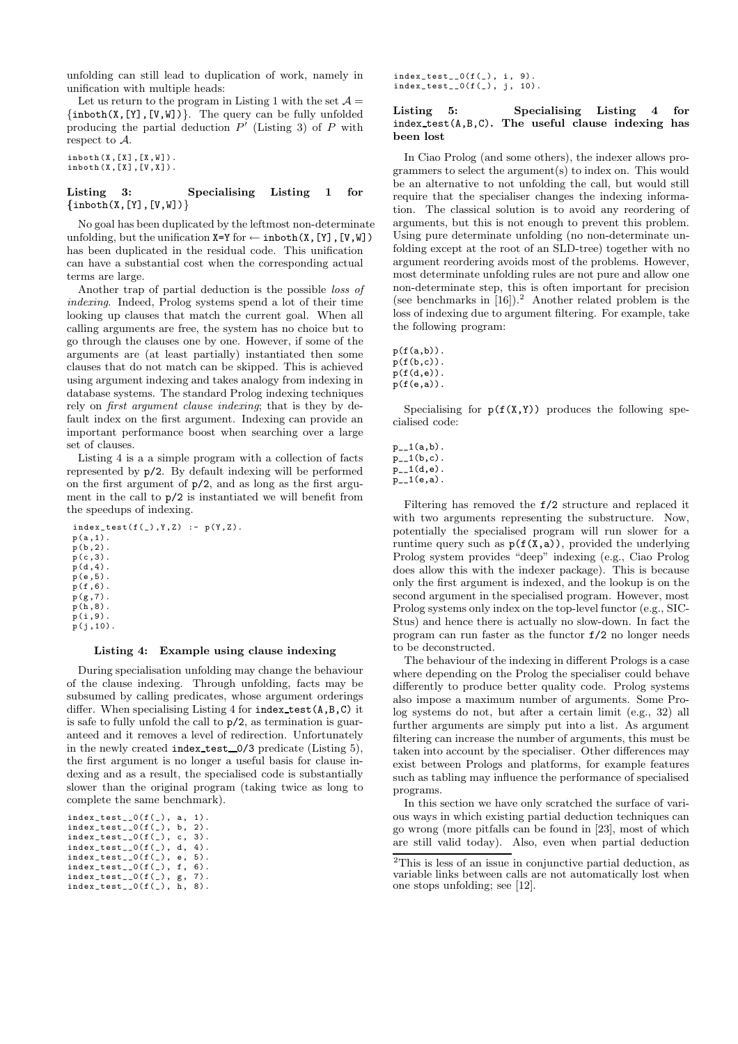unfolding can still lead to duplication of work, namely in unification with multiple heads:

Let us return to the program in Listing 1 with the set $\mathcal{A} = \{$`inboth(X,[Y],[V,W])`$\}$. The query can be fully unfolded producing the partial deduction $P'$ (Listing 3) of $P$ with respect to $\mathcal{A}$.

```
inboth(X,[X],[X,W]).
inboth(X,[X],[V,X]).
```

**Listing 3: Specialising Listing 1 for {inboth(X,[Y],[V,W])}**

No goal has been duplicated by the leftmost non-determinate unfolding, but the unification `X=Y` for $\leftarrow$ `inboth(X,[Y],[V,W])` has been duplicated in the residual code. This unification can have a substantial cost when the corresponding actual terms are large.

Another trap of partial deduction is the possible *loss of indexing*. Indeed, Prolog systems spend a lot of their time looking up clauses that match the current goal. When all calling arguments are free, the system has no choice but to go through the clauses one by one. However, if some of the arguments are (at least partially) instantiated then some clauses that do not match can be skipped. This is achieved using argument indexing and takes analogy from indexing in database systems. The standard Prolog indexing techniques rely on *first argument clause indexing*; that is they by default index on the first argument. Indexing can provide an important performance boost when searching over a large set of clauses.

Listing 4 is a a simple program with a collection of facts represented by p/2. By default indexing will be performed on the first argument of p/2, and as long as the first argument in the call to p/2 is instantiated we will benefit from the speedups of indexing.

```
index_test(f(_),Y,Z) :- p(Y,Z).
p(a,1).
p(b,2).
p(c,3).
p(d,4).
p(e,5).
p(f,6).
p(g,7).
p(h,8).
p(i,9).
p(j,10).
```

**Listing 4: Example using clause indexing**

During specialisation unfolding may change the behaviour of the clause indexing. Through unfolding, facts may be subsumed by calling predicates, whose argument orderings differ. When specialising Listing 4 for `index_test(A,B,C)` it is safe to fully unfold the call to p/2, as termination is guaranteed and it removes a level of redirection. Unfortunately in the newly created index_test__0/3 predicate (Listing 5), the first argument is no longer a useful basis for clause indexing and as a result, the specialised code is substantially slower than the original program (taking twice as long to complete the same benchmark).

```
index_test__0(f(_), a, 1).
index_test__0(f(_), b, 2).
index_test__0(f(_), c, 3).
index_test__0(f(_), d, 4).
index_test__0(f(_), e, 5).
index_test__0(f(_), f, 6).
index_test__0(f(_), g, 7).
index_test__0(f(_), h, 8).
index_test__0(f(_), i, 9).
index_test__0(f(_), j, 10).
```

**Listing 5: Specialising Listing 4 for index_test(A,B,C). The useful clause indexing has been lost**

In Ciao Prolog (and some others), the indexer allows programmers to select the argument(s) to index on. This would be an alternative to not unfolding the call, but would still require that the specialiser changes the indexing information. The classical solution is to avoid any reordering of arguments, but this is not enough to prevent this problem. Using pure determinate unfolding (no non-determinate unfolding except at the root of an SLD-tree) together with no argument reordering avoids most of the problems. However, most determinate unfolding rules are not pure and allow one non-determinate step, this is often important for precision (see benchmarks in [16]).[2] Another related problem is the loss of indexing due to argument filtering. For example, take the following program:

```
p(f(a,b)).
p(f(b,c)).
p(f(d,e)).
p(f(e,a)).
```

Specialising for `p(f(X,Y))` produces the following specialised code:

```
p__1(a,b).
p__1(b,c).
p__1(d,e).
p__1(e,a).
```

Filtering has removed the f/2 structure and replaced it with two arguments representing the substructure. Now, potentially the specialised program will run slower for a runtime query such as `p(f(X,a))`, provided the underlying Prolog system provides "deep" indexing (e.g., Ciao Prolog does allow this with the indexer package). This is because only the first argument is indexed, and the lookup is on the second argument in the specialised program. However, most Prolog systems only index on the top-level functor (e.g., SICStus) and hence there is actually no slow-down. In fact the program can run faster as the functor f/2 no longer needs to be deconstructed.

The behaviour of the indexing in different Prologs is a case where depending on the Prolog the specialiser could behave differently to produce better quality code. Prolog systems also impose a maximum number of arguments. Some Prolog systems do not, but after a certain limit (e.g., 32) all further arguments are simply put into a list. As argument filtering can increase the number of arguments, this must be taken into account by the specialiser. Other differences may exist between Prologs and platforms, for example features such as tabling may influence the performance of specialised programs.

In this section we have only scratched the surface of various ways in which existing partial deduction techniques can go wrong (more pitfalls can be found in [23], most of which are still valid today). Also, even when partial deduction

[2] This is less of an issue in conjunctive partial deduction, as variable links between calls are not automatically lost when one stops unfolding; see [12].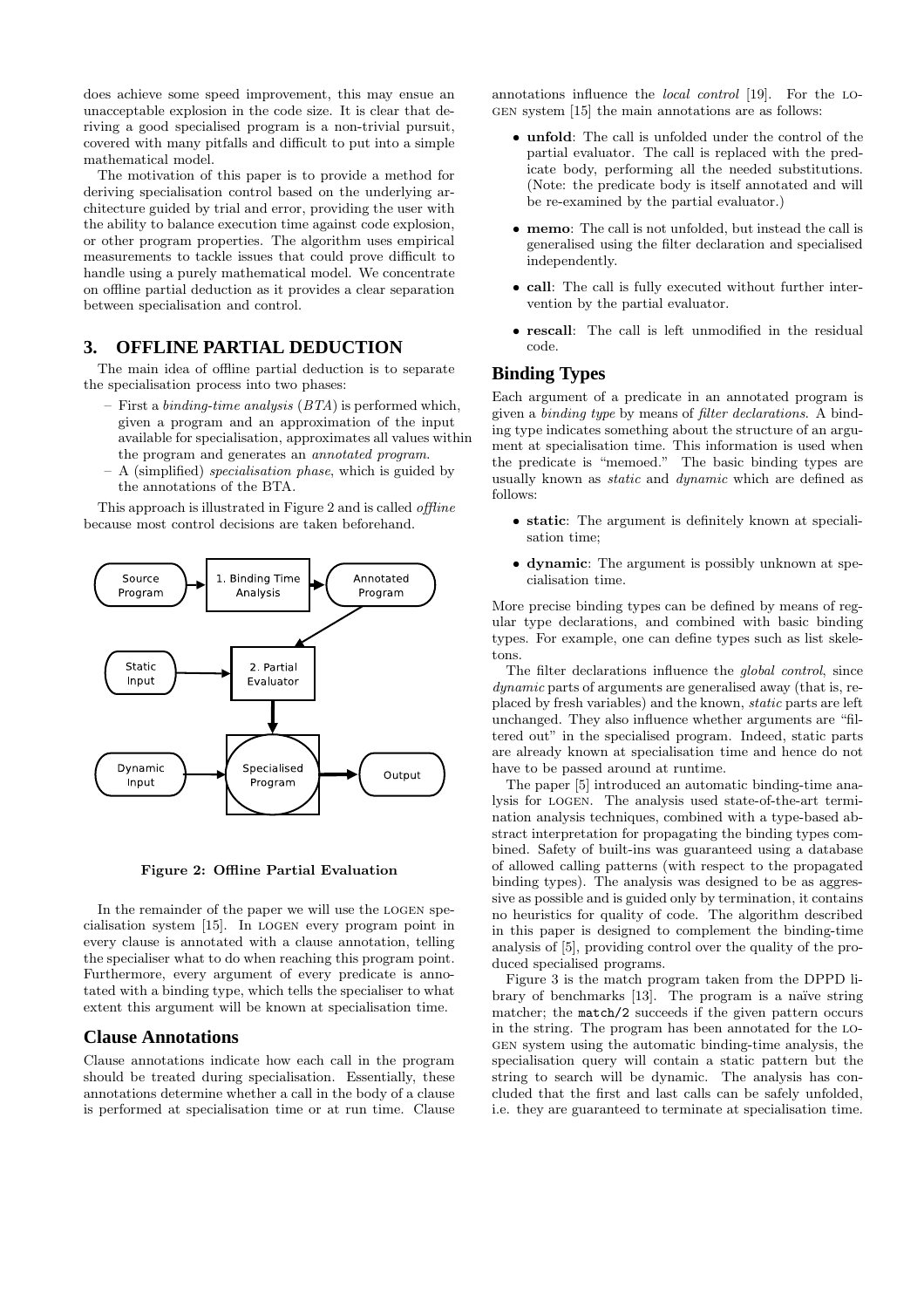does achieve some speed improvement, this may ensue an unacceptable explosion in the code size. It is clear that deriving a good specialised program is a non-trivial pursuit, covered with many pitfalls and difficult to put into a simple mathematical model.

The motivation of this paper is to provide a method for deriving specialisation control based on the underlying architecture guided by trial and error, providing the user with the ability to balance execution time against code explosion, or other program properties. The algorithm uses empirical measurements to tackle issues that could prove difficult to handle using a purely mathematical model. We concentrate on offline partial deduction as it provides a clear separation between specialisation and control.

## 3. OFFLINE PARTIAL DEDUCTION

The main idea of offline partial deduction is to separate the specialisation process into two phases:

- First a *binding-time analysis* (*BTA*) is performed which, given a program and an approximation of the input available for specialisation, approximates all values within the program and generates an *annotated program*.
- A (simplified) *specialisation phase*, which is guided by the annotations of the BTA.

This approach is illustrated in Figure 2 and is called *offline* because most control decisions are taken beforehand.

Figure 2: Offline Partial Evaluation

In the remainder of the paper we will use the LOGEN specialisation system [15]. In LOGEN every program point in every clause is annotated with a clause annotation, telling the specialiser what to do when reaching this program point. Furthermore, every argument of every predicate is annotated with a binding type, which tells the specialiser to what extent this argument will be known at specialisation time.

### Clause Annotations

Clause annotations indicate how each call in the program should be treated during specialisation. Essentially, these annotations determine whether a call in the body of a clause is performed at specialisation time or at run time. Clause annotations influence the *local control* [19]. For the LOGEN system [15] the main annotations are as follows:

- **unfold**: The call is unfolded under the control of the partial evaluator. The call is replaced with the predicate body, performing all the needed substitutions. (Note: the predicate body is itself annotated and will be re-examined by the partial evaluator.)
- **memo**: The call is not unfolded, but instead the call is generalised using the filter declaration and specialised independently.
- **call**: The call is fully executed without further intervention by the partial evaluator.
- **rescall**: The call is left unmodified in the residual code.

### Binding Types

Each argument of a predicate in an annotated program is given a *binding type* by means of *filter declarations*. A binding type indicates something about the structure of an argument at specialisation time. This information is used when the predicate is "memoed." The basic binding types are usually known as *static* and *dynamic* which are defined as follows:

- **static**: The argument is definitely known at specialisation time;
- **dynamic**: The argument is possibly unknown at specialisation time.

More precise binding types can be defined by means of regular type declarations, and combined with basic binding types. For example, one can define types such as list skeletons.

The filter declarations influence the *global control*, since *dynamic* parts of arguments are generalised away (that is, replaced by fresh variables) and the known, *static* parts are left unchanged. They also influence whether arguments are "filtered out" in the specialised program. Indeed, static parts are already known at specialisation time and hence do not have to be passed around at runtime.

The paper [5] introduced an automatic binding-time analysis for LOGEN. The analysis used state-of-the-art termination analysis techniques, combined with a type-based abstract interpretation for propagating the binding types combined. Safety of built-ins was guaranteed using a database of allowed calling patterns (with respect to the propagated binding types). The analysis was designed to be as aggressive as possible and is guided only by termination, it contains no heuristics for quality of code. The algorithm described in this paper is designed to complement the binding-time analysis of [5], providing control over the quality of the produced specialised programs.

Figure 3 is the match program taken from the DPPD library of benchmarks [13]. The program is a naïve string matcher; the `match/2` succeeds if the given pattern occurs in the string. The program has been annotated for the LOGEN system using the automatic binding-time analysis, the specialisation query will contain a static pattern but the string to search will be dynamic. The analysis has concluded that the first and last calls can be safely unfolded, i.e. they are guaranteed to terminate at specialisation time.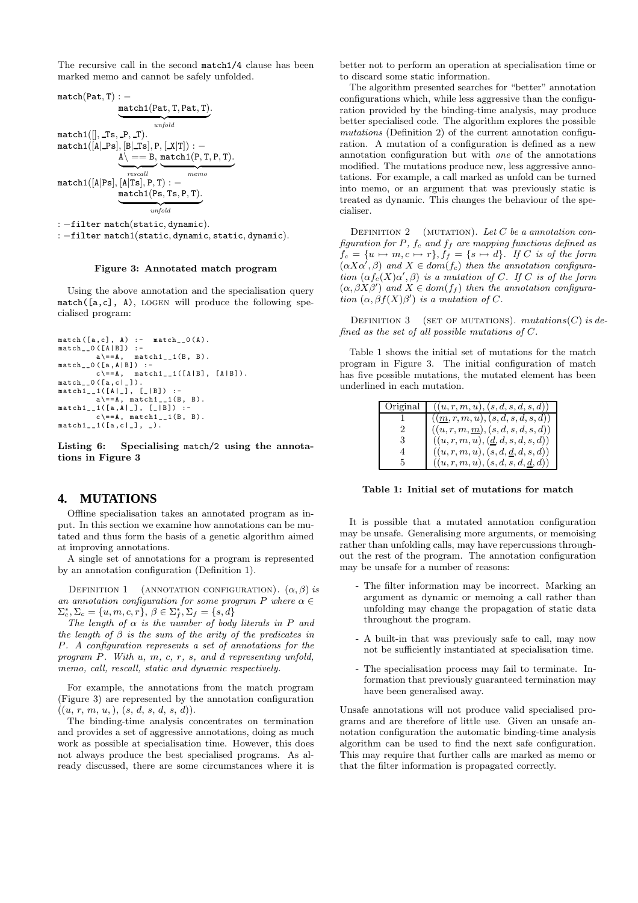The recursive call in the second match1/4 clause has been marked memo and cannot be safely unfolded.

$$
\begin{array}{l}
\texttt{match(Pat, T) :-} \\
\qquad \underbrace{\texttt{match1(Pat, T, Pat, T)}}_{unfold}. \\
\texttt{match1([], \_Ts, \_P, \_T).} \\
\texttt{match1([A|\_Ps], [B|\_Ts], P, [\_X|T]) :-} \\
\qquad \underbrace{\texttt{A} \backslash\texttt{== B}}_{rescall},\ \underbrace{\texttt{match1(P, T, P, T)}}_{memo}. \\
\texttt{match1([A|Ps], [A|Ts], P, T) :-} \\
\qquad \underbrace{\texttt{match1(Ps, Ts, P, T)}}_{unfold}. \\
\texttt{:- filter match(static, dynamic).} \\
\texttt{:- filter match1(static, dynamic, static, dynamic).}
\end{array}
$$

**Figure 3: Annotated match program**

Using the above annotation and the specialisation query `match([a,c], A)`, LOGEN will produce the following specialised program:

```
match([a,c], A) :-  match__0(A).
match__0([A|B]) :-
        a\==A,  match1__1(B, B).
match__0([a,A|B]) :-
        c\==A,  match1__1([A|B], [A|B]).
match__0([a,c|_]).
match1__1([A|_], [_|B]) :-
        a\==A, match1__1(B, B).
match1__1([a,A|_], [_|B]) :-
        c\==A, match1__1(B, B).
match1__1([a,c|_], _).
```

**Listing 6: Specialising match/2 using the annotations in Figure 3**

## 4. MUTATIONS

Offline specialisation takes an annotated program as input. In this section we examine how annotations can be mutated and thus form the basis of a genetic algorithm aimed at improving annotations.

A single set of annotations for a program is represented by an annotation configuration (Definition 1).

Definition 1 (annotation configuration). *$(\alpha, \beta)$ is an annotation configuration for some program $P$ where $\alpha \in \Sigma_c^*, \Sigma_c = \{u, m, c, r\}$, $\beta \in \Sigma_f^*, \Sigma_f = \{s, d\}$*

*The length of $\alpha$ is the number of body literals in $P$ and the length of $\beta$ is the sum of the arity of the predicates in $P$. A configuration represents a set of annotations for the program $P$. With $u$, $m$, $c$, $r$, $s$, and $d$ representing unfold, memo, call, rescall, static and dynamic respectively.*

For example, the annotations from the match program (Figure 3) are represented by the annotation configuration $((u,\ r,\ m,\ u,),\ (s,\ d,\ s,\ d,\ s,\ d))$.

The binding-time analysis concentrates on termination and provides a set of aggressive annotations, doing as much work as possible at specialisation time. However, this does not always produce the best specialised programs. As already discussed, there are some circumstances where it is better not to perform an operation at specialisation time or to discard some static information.

The algorithm presented searches for "better" annotation configurations which, while less aggressive than the configuration provided by the binding-time analysis, may produce better specialised code. The algorithm explores the possible *mutations* (Definition 2) of the current annotation configuration. A mutation of a configuration is defined as a new annotation configuration but with *one* of the annotations modified. The mutations produce new, less aggressive annotations. For example, a call marked as unfold can be turned into memo, or an argument that was previously static is treated as dynamic. This changes the behaviour of the specialiser.

Definition 2 (mutation). *Let $C$ be a annotation configuration for $P$, $f_c$ and $f_f$ are mapping functions defined as $f_c = \{u \mapsto m, c \mapsto r\}, f_f = \{s \mapsto d\}$. If $C$ is of the form $(\alpha X \alpha', \beta)$ and $X \in dom(f_c)$ then the annotation configuration $(\alpha f_c(X) \alpha', \beta)$ is a mutation of $C$. If $C$ is of the form $(\alpha, \beta X \beta')$ and $X \in dom(f_f)$ then the annotation configuration $(\alpha, \beta f(X) \beta')$ is a mutation of $C$.*

Definition 3 (set of mutations). *$mutations(C)$ is defined as the set of all possible mutations of $C$.*

Table 1 shows the initial set of mutations for the match program in Figure 3. The initial configuration of match has five possible mutations, the mutated element has been underlined in each mutation.

| Original | $((u,r,m,u),(s,d,s,d,s,d))$ |
|---|---|
| 1 | $((\underline{m},r,m,u),(s,d,s,d,s,d))$ |
| 2 | $((u,r,m,\underline{m}),(s,d,s,d,s,d))$ |
| 3 | $((u,r,m,u),(\underline{d},d,s,d,s,d))$ |
| 4 | $((u,r,m,u),(s,d,\underline{d},d,s,d))$ |
| 5 | $((u,r,m,u),(s,d,s,d,\underline{d},d))$ |

**Table 1: Initial set of mutations for match**

It is possible that a mutated annotation configuration may be unsafe. Generalising more arguments, or memoising rather than unfolding calls, may have repercussions throughout the rest of the program. The annotation configuration may be unsafe for a number of reasons:

- The filter information may be incorrect. Marking an argument as dynamic or memoing a call rather than unfolding may change the propagation of static data throughout the program.
- A built-in that was previously safe to call, may now not be sufficiently instantiated at specialisation time.
- The specialisation process may fail to terminate. Information that previously guaranteed termination may have been generalised away.

Unsafe annotations will not produce valid specialised programs and are therefore of little use. Given an unsafe annotation configuration the automatic binding-time analysis algorithm can be used to find the next safe configuration. This may require that further calls are marked as memo or that the filter information is propagated correctly.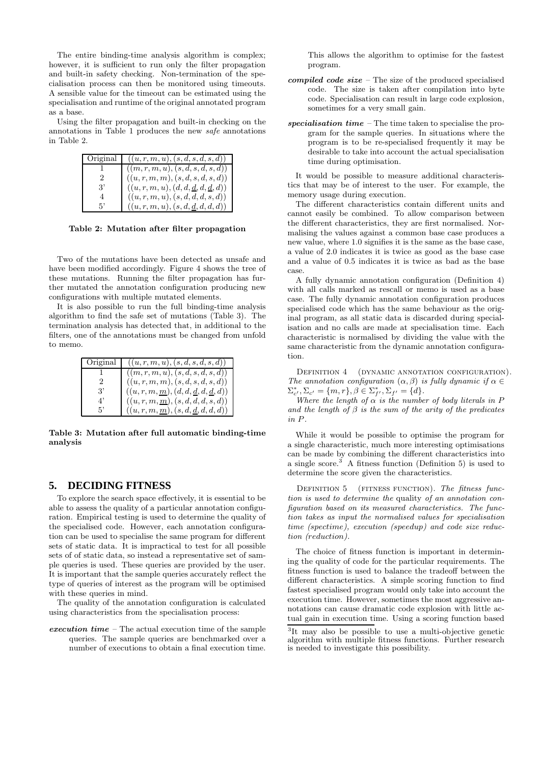The entire binding-time analysis algorithm is complex; however, it is sufficient to run only the filter propagation and built-in safety checking. Non-termination of the specialisation process can then be monitored using timeouts. A sensible value for the timeout can be estimated using the specialisation and runtime of the original annotated program as a base.

Using the filter propagation and built-in checking on the annotations in Table 1 produces the new *safe* annotations in Table 2.

| Original | $((u, r, m, u), (s, d, s, d, s, d))$ |
|---|---|
| 1 | $((m, r, m, u), (s, d, s, d, s, d))$ |
| 2 | $((u, r, m, m), (s, d, s, d, s, d))$ |
| 3' | $((u, r, m, u), (d, d, \underline{d}, d, \underline{d}, d))$ |
| 4 | $((u, r, m, u), (s, d, d, d, s, d))$ |
| 5' | $((u, r, m, u), (s, d, \underline{d}, d, d, d))$ |

**Table 2: Mutation after filter propagation**

Two of the mutations have been detected as unsafe and have been modified accordingly. Figure 4 shows the tree of these mutations. Running the filter propagation has further mutated the annotation configuration producing new configurations with multiple mutated elements.

It is also possible to run the full binding-time analysis algorithm to find the safe set of mutations (Table 3). The termination analysis has detected that, in additional to the filters, one of the annotations must be changed from unfold to memo.

| Original | $((u, r, m, u), (s, d, s, d, s, d))$ |
|---|---|
| 1 | $((m, r, m, u), (s, d, s, d, s, d))$ |
| 2 | $((u, r, m, m), (s, d, s, d, s, d))$ |
| 3' | $((u, r, m, \underline{m}), (d, d, \underline{d}, d, \underline{d}, d))$ |
| 4' | $((u, r, m, \underline{m}), (s, d, d, d, s, d))$ |
| 5' | $((u, r, m, \underline{m}), (s, d, \underline{d}, d, d, d))$ |

**Table 3: Mutation after full automatic binding-time analysis**

## 5. DECIDING FITNESS

To explore the search space effectively, it is essential to be able to assess the quality of a particular annotation configuration. Empirical testing is used to determine the quality of the specialised code. However, each annotation configuration can be used to specialise the same program for different sets of static data. It is impractical to test for all possible sets of of static data, so instead a representative set of sample queries is used. These queries are provided by the user. It is important that the sample queries accurately reflect the type of queries of interest as the program will be optimised with these queries in mind.

The quality of the annotation configuration is calculated using characteristics from the specialisation process:

***execution time*** – The actual execution time of the sample queries. The sample queries are benchmarked over a number of executions to obtain a final execution time. This allows the algorithm to optimise for the fastest program.

***compiled code size*** – The size of the produced specialised code. The size is taken after compilation into byte code. Specialisation can result in large code explosion, sometimes for a very small gain.

***specialisation time*** – The time taken to specialise the program for the sample queries. In situations where the program is to be re-specialised frequently it may be desirable to take into account the actual specialisation time during optimisation.

It would be possible to measure additional characteristics that may be of interest to the user. For example, the memory usage during execution.

The different characteristics contain different units and cannot easily be combined. To allow comparison between the different characteristics, they are first normalised. Normalising the values against a common base case produces a new value, where 1.0 signifies it is the same as the base case, a value of 2.0 indicates it is twice as good as the base case and a value of 0.5 indicates it is twice as bad as the base case.

A fully dynamic annotation configuration (Definition 4) with all calls marked as rescall or memo is used as a base case. The fully dynamic annotation configuration produces specialised code which has the same behaviour as the original program, as all static data is discarded during specialisation and no calls are made at specialisation time. Each characteristic is normalised by dividing the value with the same characteristic from the dynamic annotation configuration.

Definition 4 (dynamic annotation configuration). *The annotation configuration $(\alpha, \beta)$ is fully dynamic if $\alpha \in \Sigma^*_{c'}, \Sigma_{c'} = \{m, r\}, \beta \in \Sigma^*_{f'}, \Sigma_{f'} = \{d\}$.*

*Where the length of $\alpha$ is the number of body literals in $P$ and the length of $\beta$ is the sum of the arity of the predicates in $P$.*

While it would be possible to optimise the program for a single characteristic, much more interesting optimisations can be made by combining the different characteristics into a single score.[3] A fitness function (Definition 5) is used to determine the score given the characteristics.

Definition 5 (fitness function). *The fitness function is used to determine the* quality *of an annotation configuration based on its measured characteristics. The function takes as input the normalised values for specialisation time (spectime), execution (speedup) and code size reduction (reduction).*

The choice of fitness function is important in determining the quality of code for the particular requirements. The fitness function is used to balance the tradeoff between the different characteristics. A simple scoring function to find fastest specialised program would only take into account the execution time. However, sometimes the most aggressive annotations can cause dramatic code explosion with little actual gain in execution time. Using a scoring function based

[3] It may also be possible to use a multi-objective genetic algorithm with multiple fitness functions. Further research is needed to investigate this possibility.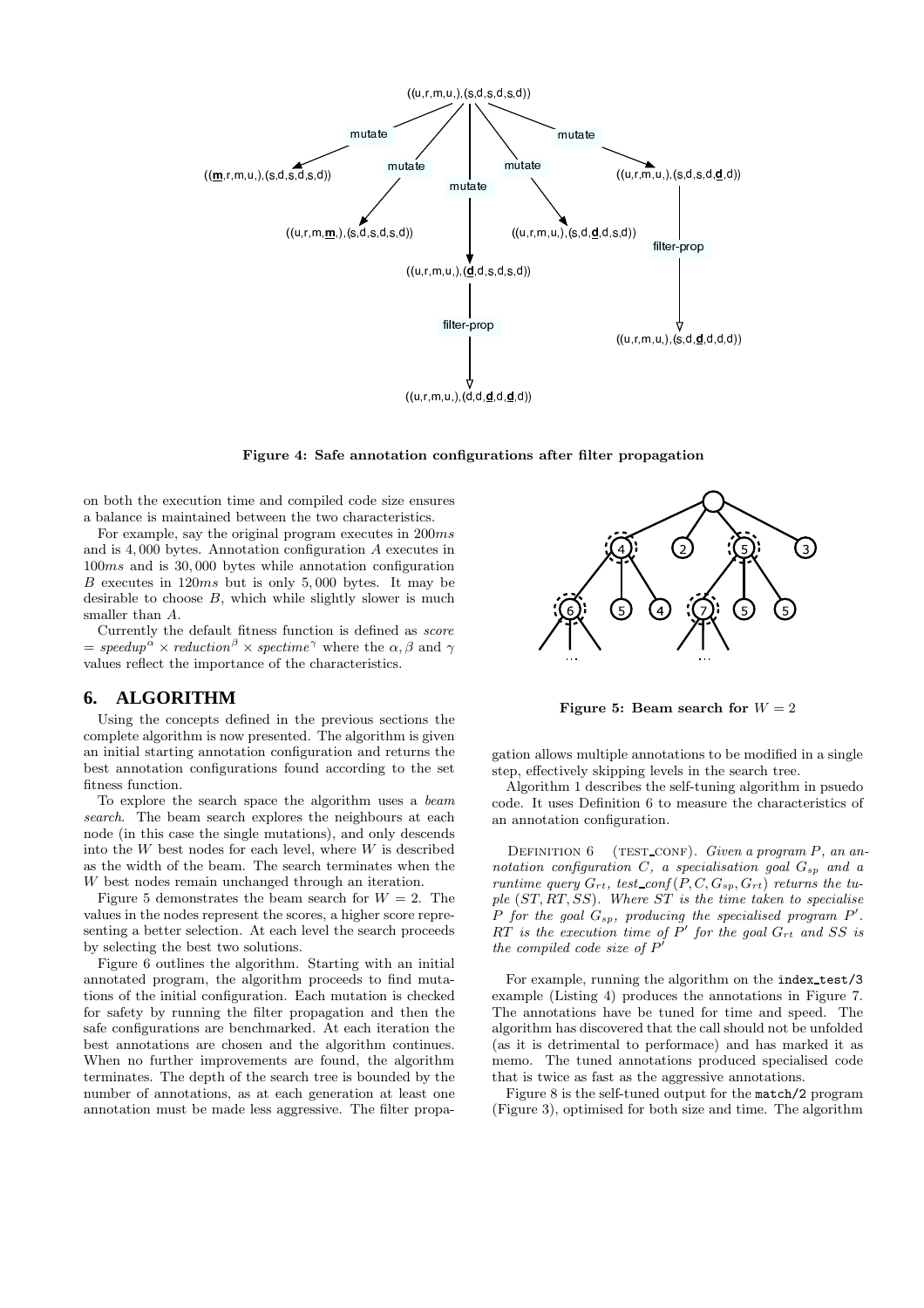Figure 4: Safe annotation configurations after filter propagation

on both the execution time and compiled code size ensures a balance is maintained between the two characteristics.

For example, say the original program executes in $200ms$ and is $4,000$ bytes. Annotation configuration $A$ executes in $100ms$ and is $30,000$ bytes while annotation configuration $B$ executes in $120ms$ but is only $5,000$ bytes. It may be desirable to choose $B$, which while slightly slower is much smaller than $A$.

Currently the default fitness function is defined as *score* = $speedup^{\alpha} \times reduction^{\beta} \times spectime^{\gamma}$ where the $\alpha, \beta$ and $\gamma$ values reflect the importance of the characteristics.

## 6. ALGORITHM

Using the concepts defined in the previous sections the complete algorithm is now presented. The algorithm is given an initial starting annotation configuration and returns the best annotation configurations found according to the set fitness function.

To explore the search space the algorithm uses a *beam search*. The beam search explores the neighbours at each node (in this case the single mutations), and only descends into the $W$ best nodes for each level, where $W$ is described as the width of the beam. The search terminates when the $W$ best nodes remain unchanged through an iteration.

Figure 5 demonstrates the beam search for $W = 2$. The values in the nodes represent the scores, a higher score representing a better selection. At each level the search proceeds by selecting the best two solutions.

Figure 6 outlines the algorithm. Starting with an initial annotated program, the algorithm proceeds to find mutations of the initial configuration. Each mutation is checked for safety by running the filter propagation and then the safe configurations are benchmarked. At each iteration the best annotations are chosen and the algorithm continues. When no further improvements are found, the algorithm terminates. The depth of the search tree is bounded by the number of annotations, as at each generation at least one annotation must be made less aggressive. The filter propagation allows multiple annotations to be modified in a single step, effectively skipping levels in the search tree.

Figure 5: Beam search for $W = 2$

Algorithm 1 describes the self-tuning algorithm in psuedo code. It uses Definition 6 to measure the characteristics of an annotation configuration.

Definition 6 (test_conf). *Given a program $P$, an annotation configuration $C$, a specialisation goal $G_{sp}$ and a runtime query $G_{rt}$, test_conf$(P, C, G_{sp}, G_{rt})$ returns the tuple $(ST, RT, SS)$. Where $ST$ is the time taken to specialise $P$ for the goal $G_{sp}$, producing the specialised program $P'$. $RT$ is the execution time of $P'$ for the goal $G_{rt}$ and $SS$ is the compiled code size of $P'$*

For example, running the algorithm on the `index_test/3` example (Listing 4) produces the annotations in Figure 7. The annotations have been tuned for time and speed. The algorithm has discovered that the call should not be unfolded (as it is detrimental to performace) and has marked it as memo. The tuned annotations produced specialised code that is twice as fast as the aggressive annotations.

Figure 8 is the self-tuned output for the `match/2` program (Figure 3), optimised for both size and time. The algorithm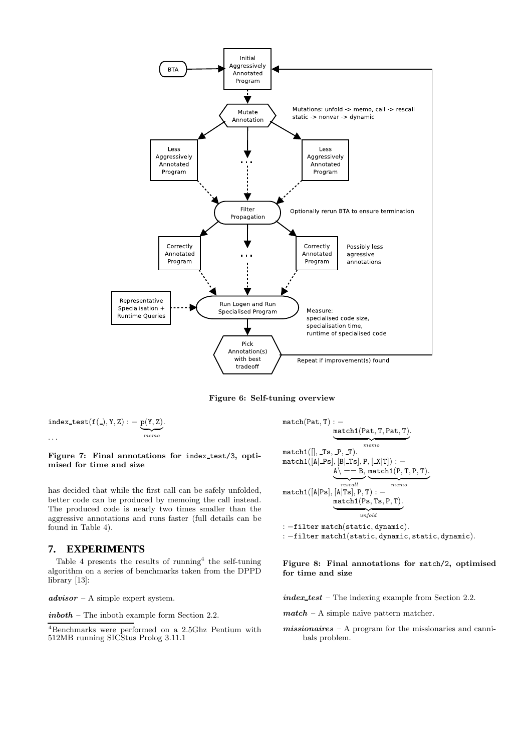Initial Aggressively Annotated Program

BTA

Mutate Annotation

Mutations: unfold -> memo, call -> rescall
static -> nonvar -> dynamic

Less Aggressively Annotated Program

Less Aggressively Annotated Program

Filter Propagation

Optionally rerun BTA to ensure termination

Correctly Annotated Program

Correctly Annotated Program

Possibly less agressive annotations

Representative Specialisation + Runtime Queries

Run Logen and Run Specialised Program

Measure:
specialised code size,
specialisation time,
runtime of specialised code

Pick Annotation(s) with best tradeoff

Repeat if improvement(s) found

**Figure 6: Self-tuning overview**

$$\texttt{index\_test(f(\_), Y, Z) :- } \underbrace{\texttt{p(Y, Z)}}_{memo}\texttt{.}$$

...

**Figure 7: Final annotations for index_test/3, optimised for time and size**

has decided that while the first call can be safely unfolded, better code can be produced by memoing the call instead. The produced code is nearly two times smaller than the aggressive annotations and runs faster (full details can be found in Table 4).

## 7. EXPERIMENTS

Table 4 presents the results of running[4] the self-tuning algorithm on a series of benchmarks taken from the DPPD library [13]:

***advisor*** – A simple expert system.

***inboth*** – The inboth example form Section 2.2.

[4]Benchmarks were performed on a 2.5Ghz Pentium with 512MB running SICStus Prolog 3.11.1

$$\texttt{match(Pat, T) :-}\quad \underbrace{\texttt{match1(Pat, T, Pat, T)}}_{memo}\texttt{.}$$

$$\texttt{match1([], \_Ts, \_P, \_T).}$$

$$\texttt{match1([A|\_Ps], [B|\_Ts], P, [\_X|T]) :-}\quad \underbrace{\texttt{A \textbackslash== B}}_{rescall}\texttt{,}\ \underbrace{\texttt{match1(P, T, P, T)}}_{memo}\texttt{.}$$

$$\texttt{match1([A|Ps], [A|Ts], P, T) :-}\quad \underbrace{\texttt{match1(Ps, Ts, P, T)}}_{unfold}\texttt{.}$$

```
:-filter match(static, dynamic).
:-filter match1(static, dynamic, static, dynamic).
```

**Figure 8: Final annotations for match/2, optimised for time and size**

***index_test*** – The indexing example from Section 2.2.

***match*** – A simple naïve pattern matcher.

***missionaires*** – A program for the missionaries and cannibals problem.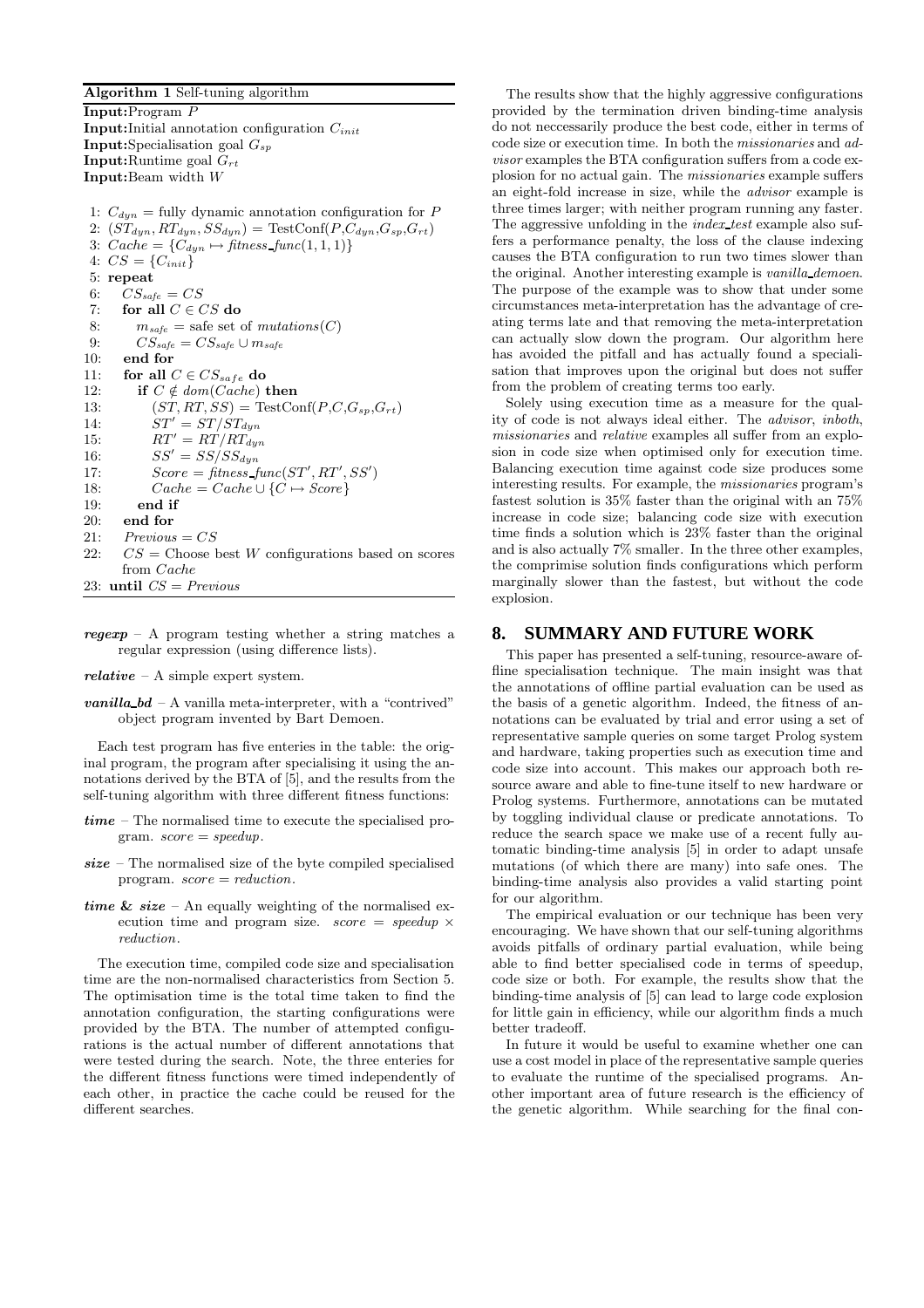**Algorithm 1** Self-tuning algorithm

**Input:** Program $P$
**Input:** Initial annotation configuration $C_{init}$
**Input:** Specialisation goal $G_{sp}$
**Input:** Runtime goal $G_{rt}$
**Input:** Beam width $W$

```
 1: C_dyn = fully dynamic annotation configuration for P
 2: (ST_dyn, RT_dyn, SS_dyn) = TestConf(P, C_dyn, G_sp, G_rt)
 3: Cache = {C_dyn ↦ fitness_func(1, 1, 1)}
 4: CS = {C_init}
 5: repeat
 6:   CS_safe = CS
 7:   for all C ∈ CS do
 8:     m_safe = safe set of mutations(C)
 9:     CS_safe = CS_safe ∪ m_safe
10:   end for
11:   for all C ∈ CS_safe do
12:     if C ∉ dom(Cache) then
13:       (ST, RT, SS) = TestConf(P, C, G_sp, G_rt)
14:       ST' = ST/ST_dyn
15:       RT' = RT/RT_dyn
16:       SS' = SS/SS_dyn
17:       Score = fitness_func(ST', RT', SS')
18:       Cache = Cache ∪ {C ↦ Score}
19:     end if
20:   end for
21:   Previous = CS
22:   CS = Choose best W configurations based on scores
      from Cache
23: until CS = Previous
```

***regexp*** – A program testing whether a string matches a regular expression (using difference lists).

***relative*** – A simple expert system.

***vanilla_bd*** – A vanilla meta-interpreter, with a "contrived" object program invented by Bart Demoen.

Each test program has five enteries in the table: the original program, the program after specialising it using the annotations derived by the BTA of [5], and the results from the self-tuning algorithm with three different fitness functions:

***time*** – The normalised time to execute the specialised program. *score* = *speedup*.

***size*** – The normalised size of the byte compiled specialised program. *score* = *reduction*.

***time & size*** – An equally weighting of the normalised execution time and program size. *score* = *speedup* × *reduction*.

The execution time, compiled code size and specialisation time are the non-normalised characteristics from Section 5. The optimisation time is the total time taken to find the annotation configuration, the starting configurations were provided by the BTA. The number of attempted configurations is the actual number of different annotations that were tested during the search. Note, the three enteries for the different fitness functions were timed independently of each other, in practice the cache could be reused for the different searches.

The results show that the highly aggressive configurations provided by the termination driven binding-time analysis do not neccessarily produce the best code, either in terms of code size or execution time. In both the *missionaries* and *advisor* examples the BTA configuration suffers from a code explosion for no actual gain. The *missionaries* example suffers an eight-fold increase in size, while the *advisor* example is three times larger; with neither program running any faster. The aggressive unfolding in the *index_test* example also suffers a performance penalty, the loss of the clause indexing causes the BTA configuration to run two times slower than the original. Another interesting example is *vanilla_demoen*. The purpose of the example was to show that under some circumstances meta-interpretation has the advantage of creating terms late and that removing the meta-interpretation can actually slow down the program. Our algorithm here has avoided the pitfall and has actually found a specialisation that improves upon the original but does not suffer from the problem of creating terms too early.

Solely using execution time as a measure for the quality of code is not always ideal either. The *advisor*, *inboth*, *missionaries* and *relative* examples all suffer from an explosion in code size when optimised only for execution time. Balancing execution time against code size produces some interesting results. For example, the *missionaries* program's fastest solution is 35% faster than the original with an 75% increase in code size; balancing code size with execution time finds a solution which is 23% faster than the original and is also actually 7% smaller. In the three other examples, the comprimise solution finds configurations which perform marginally slower than the fastest, but without the code explosion.

## 8. SUMMARY AND FUTURE WORK

This paper has presented a self-tuning, resource-aware offline specialisation technique. The main insight was that the annotations of offline partial evaluation can be used as the basis of a genetic algorithm. Indeed, the fitness of annotations can be evaluated by trial and error using a set of representative sample queries on some target Prolog system and hardware, taking properties such as execution time and code size into account. This makes our approach both resource aware and able to fine-tune itself to new hardware or Prolog systems. Furthermore, annotations can be mutated by toggling individual clause or predicate annotations. To reduce the search space we make use of a recent fully automatic binding-time analysis [5] in order to adapt unsafe mutations (of which there are many) into safe ones. The binding-time analysis also provides a valid starting point for our algorithm.

The empirical evaluation or our technique has been very encouraging. We have shown that our self-tuning algorithms avoids pitfalls of ordinary partial evaluation, while being able to find better specialised code in terms of speedup, code size or both. For example, the results show that the binding-time analysis of [5] can lead to large code explosion for little gain in efficiency, while our algorithm finds a much better tradeoff.

In future it would be useful to examine whether one can use a cost model in place of the representative sample queries to evaluate the runtime of the specialised programs. Another important area of future research is the efficiency of the genetic algorithm. While searching for the final con-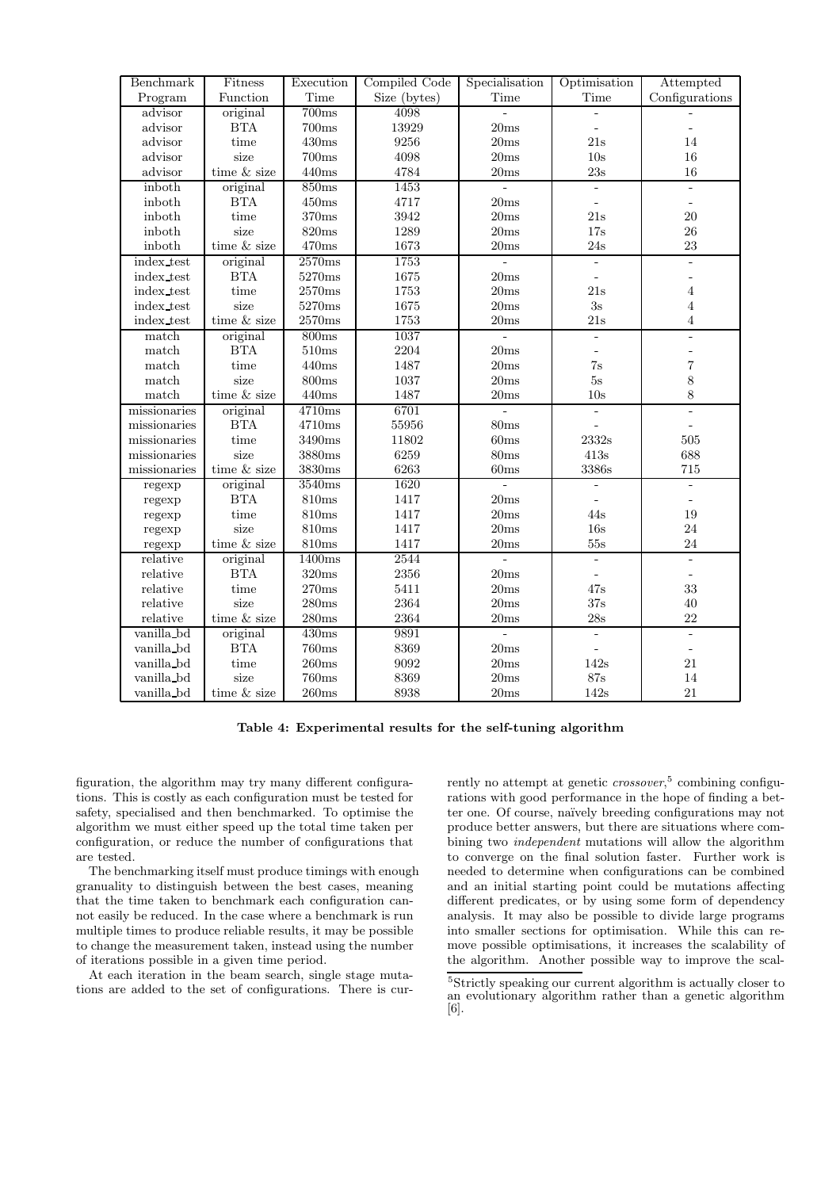| Benchmark Program | Fitness Function | Execution Time | Compiled Code Size (bytes) | Specialisation Time | Optimisation Time | Attempted Configurations |
|---|---|---|---|---|---|---|
| advisor | original | 700ms | 4098 | - | - | - |
| advisor | BTA | 700ms | 13929 | 20ms | - | - |
| advisor | time | 430ms | 9256 | 20ms | 21s | 14 |
| advisor | size | 700ms | 4098 | 20ms | 10s | 16 |
| advisor | time & size | 440ms | 4784 | 20ms | 23s | 16 |
| inboth | original | 850ms | 1453 | - | - | - |
| inboth | BTA | 450ms | 4717 | 20ms | - | - |
| inboth | time | 370ms | 3942 | 20ms | 21s | 20 |
| inboth | size | 820ms | 1289 | 20ms | 17s | 26 |
| inboth | time & size | 470ms | 1673 | 20ms | 24s | 23 |
| index_test | original | 2570ms | 1753 | - | - | - |
| index_test | BTA | 5270ms | 1675 | 20ms | - | - |
| index_test | time | 2570ms | 1753 | 20ms | 21s | 4 |
| index_test | size | 5270ms | 1675 | 20ms | 3s | 4 |
| index_test | time & size | 2570ms | 1753 | 20ms | 21s | 4 |
| match | original | 800ms | 1037 | - | - | - |
| match | BTA | 510ms | 2204 | 20ms | - | - |
| match | time | 440ms | 1487 | 20ms | 7s | 7 |
| match | size | 800ms | 1037 | 20ms | 5s | 8 |
| match | time & size | 440ms | 1487 | 20ms | 10s | 8 |
| missionaries | original | 4710ms | 6701 | - | - | - |
| missionaries | BTA | 4710ms | 55956 | 80ms | - | - |
| missionaries | time | 3490ms | 11802 | 60ms | 2332s | 505 |
| missionaries | size | 3880ms | 6259 | 80ms | 413s | 688 |
| missionaries | time & size | 3830ms | 6263 | 60ms | 3386s | 715 |
| regexp | original | 3540ms | 1620 | - | - | - |
| regexp | BTA | 810ms | 1417 | 20ms | - | - |
| regexp | time | 810ms | 1417 | 20ms | 44s | 19 |
| regexp | size | 810ms | 1417 | 20ms | 16s | 24 |
| regexp | time & size | 810ms | 1417 | 20ms | 55s | 24 |
| relative | original | 1400ms | 2544 | - | - | - |
| relative | BTA | 320ms | 2356 | 20ms | - | - |
| relative | time | 270ms | 5411 | 20ms | 47s | 33 |
| relative | size | 280ms | 2364 | 20ms | 37s | 40 |
| relative | time & size | 280ms | 2364 | 20ms | 28s | 22 |
| vanilla_bd | original | 430ms | 9891 | - | - | - |
| vanilla_bd | BTA | 760ms | 8369 | 20ms | - | - |
| vanilla_bd | time | 260ms | 9092 | 20ms | 142s | 21 |
| vanilla_bd | size | 760ms | 8369 | 20ms | 87s | 14 |
| vanilla_bd | time & size | 260ms | 8938 | 20ms | 142s | 21 |

**Table 4: Experimental results for the self-tuning algorithm**

figuration, the algorithm may try many different configurations. This is costly as each configuration must be tested for safety, specialised and then benchmarked. To optimise the algorithm we must either speed up the total time taken per configuration, or reduce the number of configurations that are tested.

The benchmarking itself must produce timings with enough granularity to distinguish between the best cases, meaning that the time taken to benchmark each configuration cannot easily be reduced. In the case where a benchmark is run multiple times to produce reliable results, it may be possible to change the measurement taken, instead using the number of iterations possible in a given time period.

At each iteration in the beam search, single stage mutations are added to the set of configurations. There is currently no attempt at genetic *crossover*,[5] combining configurations with good performance in the hope of finding a better one. Of course, naïvely breeding configurations may not produce better answers, but there are situations where combining two *independent* mutations will allow the algorithm to converge on the final solution faster. Further work is needed to determine when configurations can be combined and an initial starting point could be mutations affecting different predicates, or by using some form of dependency analysis. It may also be possible to divide large programs into smaller sections for optimisation. While this can remove possible optimisations, it increases the scalability of the algorithm. Another possible way to improve the scal-

[5] Strictly speaking our current algorithm is actually closer to an evolutionary algorithm rather than a genetic algorithm [6].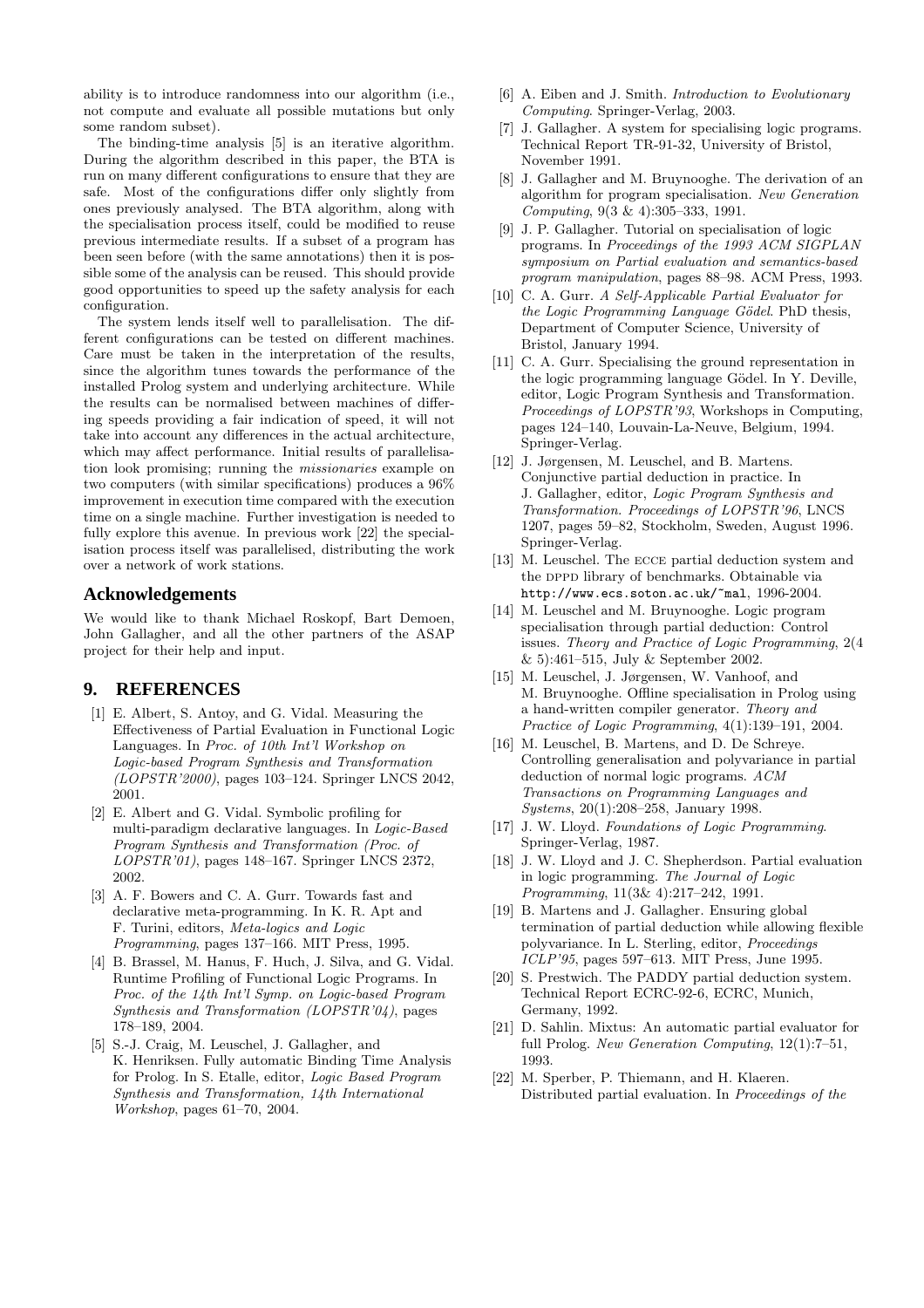ability is to introduce randomness into our algorithm (i.e., not compute and evaluate all possible mutations but only some random subset).

The binding-time analysis [5] is an iterative algorithm. During the algorithm described in this paper, the BTA is run on many different configurations to ensure that they are safe. Most of the configurations differ only slightly from ones previously analysed. The BTA algorithm, along with the specialisation process itself, could be modified to reuse previous intermediate results. If a subset of a program has been seen before (with the same annotations) then it is possible some of the analysis can be reused. This should provide good opportunities to speed up the safety analysis for each configuration.

The system lends itself well to parallelisation. The different configurations can be tested on different machines. Care must be taken in the interpretation of the results, since the algorithm tunes towards the performance of the installed Prolog system and underlying architecture. While the results can be normalised between machines of differing speeds providing a fair indication of speed, it will not take into account any differences in the actual architecture, which may affect performance. Initial results of parallelisation look promising; running the *missionaries* example on two computers (with similar specifications) produces a 96% improvement in execution time compared with the execution time on a single machine. Further investigation is needed to fully explore this avenue. In previous work [22] the specialisation process itself was parallelised, distributing the work over a network of work stations.

## Acknowledgements

We would like to thank Michael Roskopf, Bart Demoen, John Gallagher, and all the other partners of the ASAP project for their help and input.

## 9. REFERENCES

[1] E. Albert, S. Antoy, and G. Vidal. Measuring the Effectiveness of Partial Evaluation in Functional Logic Languages. In *Proc. of 10th Int'l Workshop on Logic-based Program Synthesis and Transformation (LOPSTR'2000)*, pages 103–124. Springer LNCS 2042, 2001.

[2] E. Albert and G. Vidal. Symbolic profiling for multi-paradigm declarative languages. In *Logic-Based Program Synthesis and Transformation (Proc. of LOPSTR'01)*, pages 148–167. Springer LNCS 2372, 2002.

[3] A. F. Bowers and C. A. Gurr. Towards fast and declarative meta-programming. In K. R. Apt and F. Turini, editors, *Meta-logics and Logic Programming*, pages 137–166. MIT Press, 1995.

[4] B. Brassel, M. Hanus, F. Huch, J. Silva, and G. Vidal. Runtime Profiling of Functional Logic Programs. In *Proc. of the 14th Int'l Symp. on Logic-based Program Synthesis and Transformation (LOPSTR'04)*, pages 178–189, 2004.

[5] S.-J. Craig, M. Leuschel, J. Gallagher, and K. Henriksen. Fully automatic Binding Time Analysis for Prolog. In S. Etalle, editor, *Logic Based Program Synthesis and Transformation, 14th International Workshop*, pages 61–70, 2004.

[6] A. Eiben and J. Smith. *Introduction to Evolutionary Computing*. Springer-Verlag, 2003.

[7] J. Gallagher. A system for specialising logic programs. Technical Report TR-91-32, University of Bristol, November 1991.

[8] J. Gallagher and M. Bruynooghe. The derivation of an algorithm for program specialisation. *New Generation Computing*, 9(3 & 4):305–333, 1991.

[9] J. P. Gallagher. Tutorial on specialisation of logic programs. In *Proceedings of the 1993 ACM SIGPLAN symposium on Partial evaluation and semantics-based program manipulation*, pages 88–98. ACM Press, 1993.

[10] C. A. Gurr. *A Self-Applicable Partial Evaluator for the Logic Programming Language Gödel*. PhD thesis, Department of Computer Science, University of Bristol, January 1994.

[11] C. A. Gurr. Specialising the ground representation in the logic programming language Gödel. In Y. Deville, editor, Logic Program Synthesis and Transformation. *Proceedings of LOPSTR'93*, Workshops in Computing, pages 124–140, Louvain-La-Neuve, Belgium, 1994. Springer-Verlag.

[12] J. Jørgensen, M. Leuschel, and B. Martens. Conjunctive partial deduction in practice. In J. Gallagher, editor, *Logic Program Synthesis and Transformation. Proceedings of LOPSTR'96*, LNCS 1207, pages 59–82, Stockholm, Sweden, August 1996. Springer-Verlag.

[13] M. Leuschel. The ECCE partial deduction system and the DPPD library of benchmarks. Obtainable via `http://www.ecs.soton.ac.uk/~mal`, 1996-2004.

[14] M. Leuschel and M. Bruynooghe. Logic program specialisation through partial deduction: Control issues. *Theory and Practice of Logic Programming*, 2(4 & 5):461–515, July & September 2002.

[15] M. Leuschel, J. Jørgensen, W. Vanhoof, and M. Bruynooghe. Offline specialisation in Prolog using a hand-written compiler generator. *Theory and Practice of Logic Programming*, 4(1):139–191, 2004.

[16] M. Leuschel, B. Martens, and D. De Schreye. Controlling generalisation and polyvariance in partial deduction of normal logic programs. *ACM Transactions on Programming Languages and Systems*, 20(1):208–258, January 1998.

[17] J. W. Lloyd. *Foundations of Logic Programming*. Springer-Verlag, 1987.

[18] J. W. Lloyd and J. C. Shepherdson. Partial evaluation in logic programming. *The Journal of Logic Programming*, 11(3& 4):217–242, 1991.

[19] B. Martens and J. Gallagher. Ensuring global termination of partial deduction while allowing flexible polyvariance. In L. Sterling, editor, *Proceedings ICLP'95*, pages 597–613. MIT Press, June 1995.

[20] S. Prestwich. The PADDY partial deduction system. Technical Report ECRC-92-6, ECRC, Munich, Germany, 1992.

[21] D. Sahlin. Mixtus: An automatic partial evaluator for full Prolog. *New Generation Computing*, 12(1):7–51, 1993.

[22] M. Sperber, P. Thiemann, and H. Klaeren. Distributed partial evaluation. In *Proceedings of the*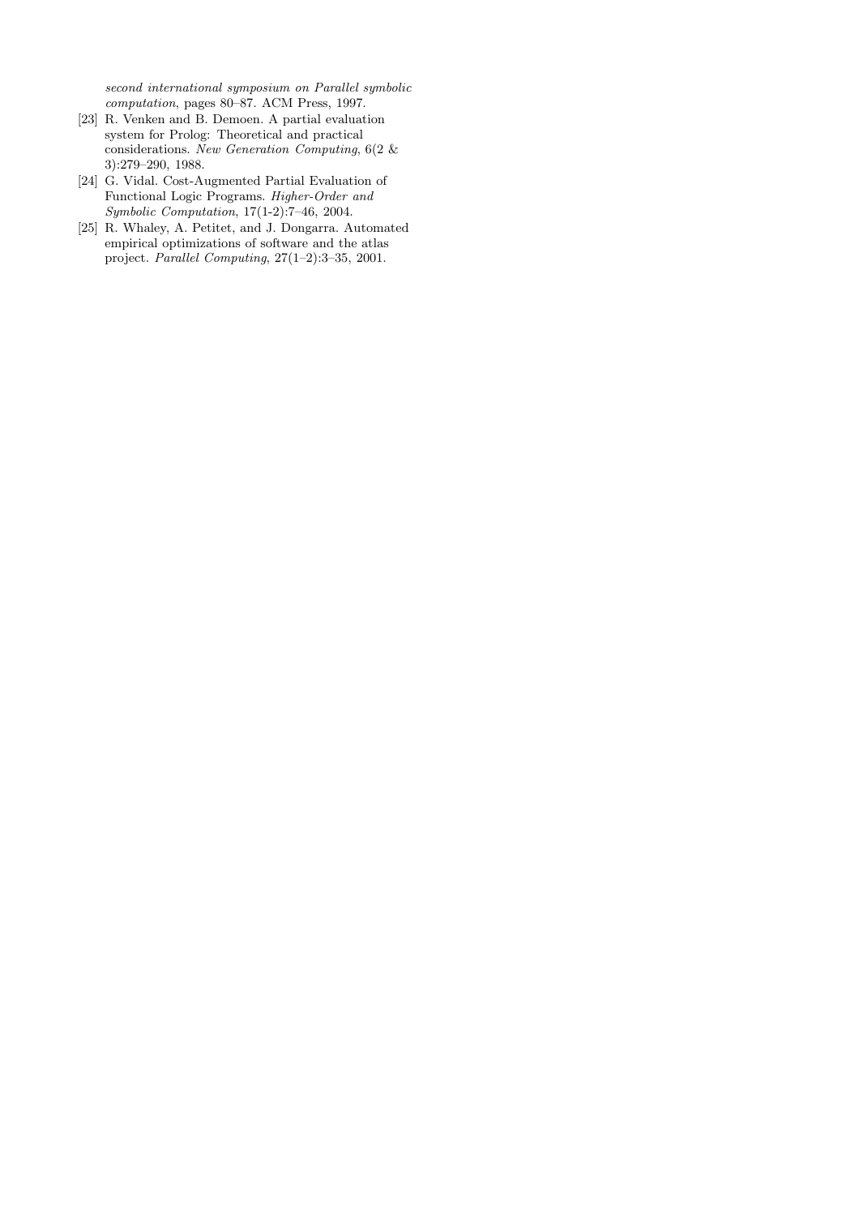*second international symposium on Parallel symbolic computation*, pages 80–87. ACM Press, 1997.

[23] R. Venken and B. Demoen. A partial evaluation system for Prolog: Theoretical and practical considerations. *New Generation Computing*, 6(2 & 3):279–290, 1988.

[24] G. Vidal. Cost-Augmented Partial Evaluation of Functional Logic Programs. *Higher-Order and Symbolic Computation*, 17(1-2):7–46, 2004.

[25] R. Whaley, A. Petitet, and J. Dongarra. Automated empirical optimizations of software and the atlas project. *Parallel Computing*, 27(1–2):3–35, 2001.